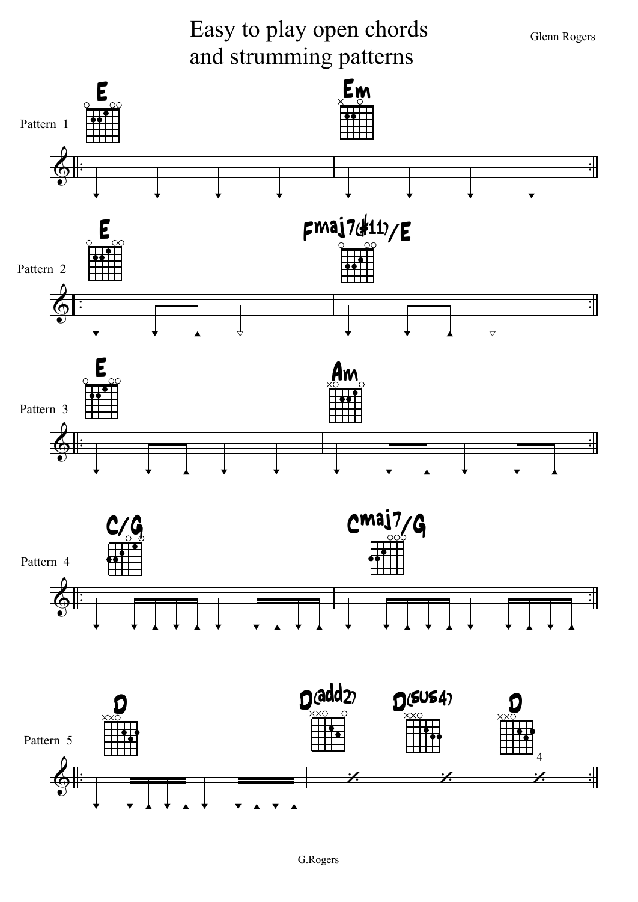# Easy to play open chords and strumming patterns

Glenn Rogers

Pattern 1

E — Em

Pattern 2

E — Fmaj7(#11)/E

Pattern 3

E — Am

Pattern 4

C/G — Cmaj7/G

Pattern 5

D — D(add2) — D(sus4) — D

4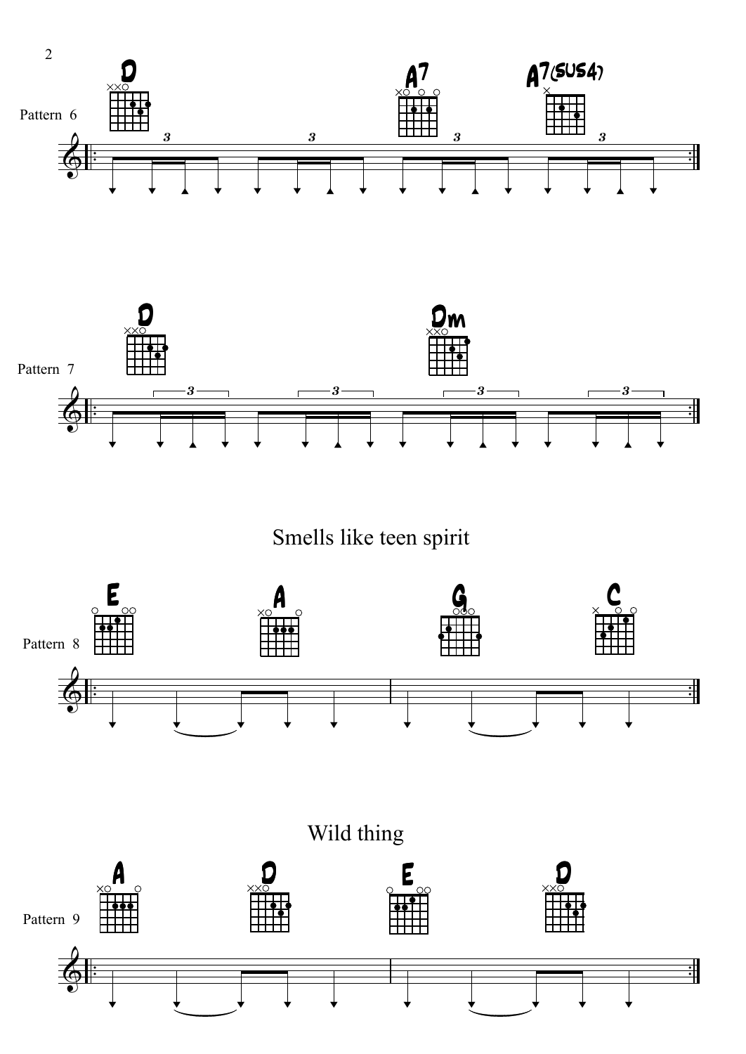Pattern 6

D — A7 — A7(SUS4)

Pattern 7

D — Dm

## Smells like teen spirit

Pattern 8

E — A — G — C

## Wild thing

Pattern 9

A — D — E — D